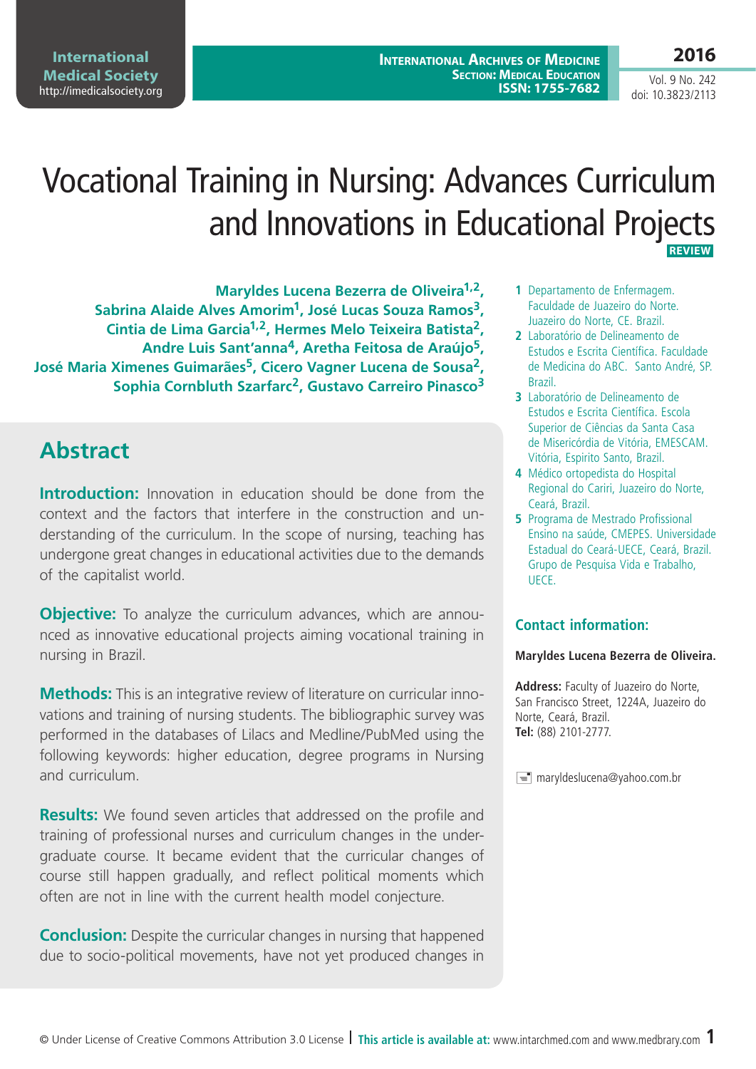# Vocational Training in Nursing: Advances Curriculum and Innovations in Educational Projects

**REVIEW**

**Maryldes Lucena Bezerra de Oliveira[1,2], Sabrina Alaide Alves Amorim[1], José Lucas Souza Ramos[3], Cintia de Lima Garcia[1,2], Hermes Melo Teixeira Batista[2], Andre Luis Sant'anna[4], Aretha Feitosa de Araújo[5], José Maria Ximenes Guimarães[5], Cicero Vagner Lucena de Sousa[2], Sophia Cornbluth Szarfarc[2], Gustavo Carreiro Pinasco[3]**

1. Departamento de Enfermagem. Faculdade de Juazeiro do Norte. Juazeiro do Norte, CE. Brazil.
2. Laboratório de Delineamento de Estudos e Escrita Científica. Faculdade de Medicina do ABC. Santo André, SP. Brazil.
3. Laboratório de Delineamento de Estudos e Escrita Científica. Escola Superior de Ciências da Santa Casa de Misericórdia de Vitória, EMESCAM. Vitória, Espirito Santo, Brazil.
4. Médico ortopedista do Hospital Regional do Cariri, Juazeiro do Norte, Ceará, Brazil.
5. Programa de Mestrado Profissional Ensino na saúde, CMEPES. Universidade Estadual do Ceará-UECE, Ceará, Brazil. Grupo de Pesquisa Vida e Trabalho, UECE.

### Contact information:

**Maryldes Lucena Bezerra de Oliveira.**

**Address:** Faculty of Juazeiro do Norte, San Francisco Street, 1224A, Juazeiro do Norte, Ceará, Brazil.
**Tel:** (88) 2101-2777.

maryldeslucena@yahoo.com.br

## Abstract

**Introduction:** Innovation in education should be done from the context and the factors that interfere in the construction and understanding of the curriculum. In the scope of nursing, teaching has undergone great changes in educational activities due to the demands of the capitalist world.

**Objective:** To analyze the curriculum advances, which are announced as innovative educational projects aiming vocational training in nursing in Brazil.

**Methods:** This is an integrative review of literature on curricular innovations and training of nursing students. The bibliographic survey was performed in the databases of Lilacs and Medline/PubMed using the following keywords: higher education, degree programs in Nursing and curriculum.

**Results:** We found seven articles that addressed on the profile and training of professional nurses and curriculum changes in the undergraduate course. It became evident that the curricular changes of course still happen gradually, and reflect political moments which often are not in line with the current health model conjecture.

**Conclusion:** Despite the curricular changes in nursing that happened due to socio-political movements, have not yet produced changes in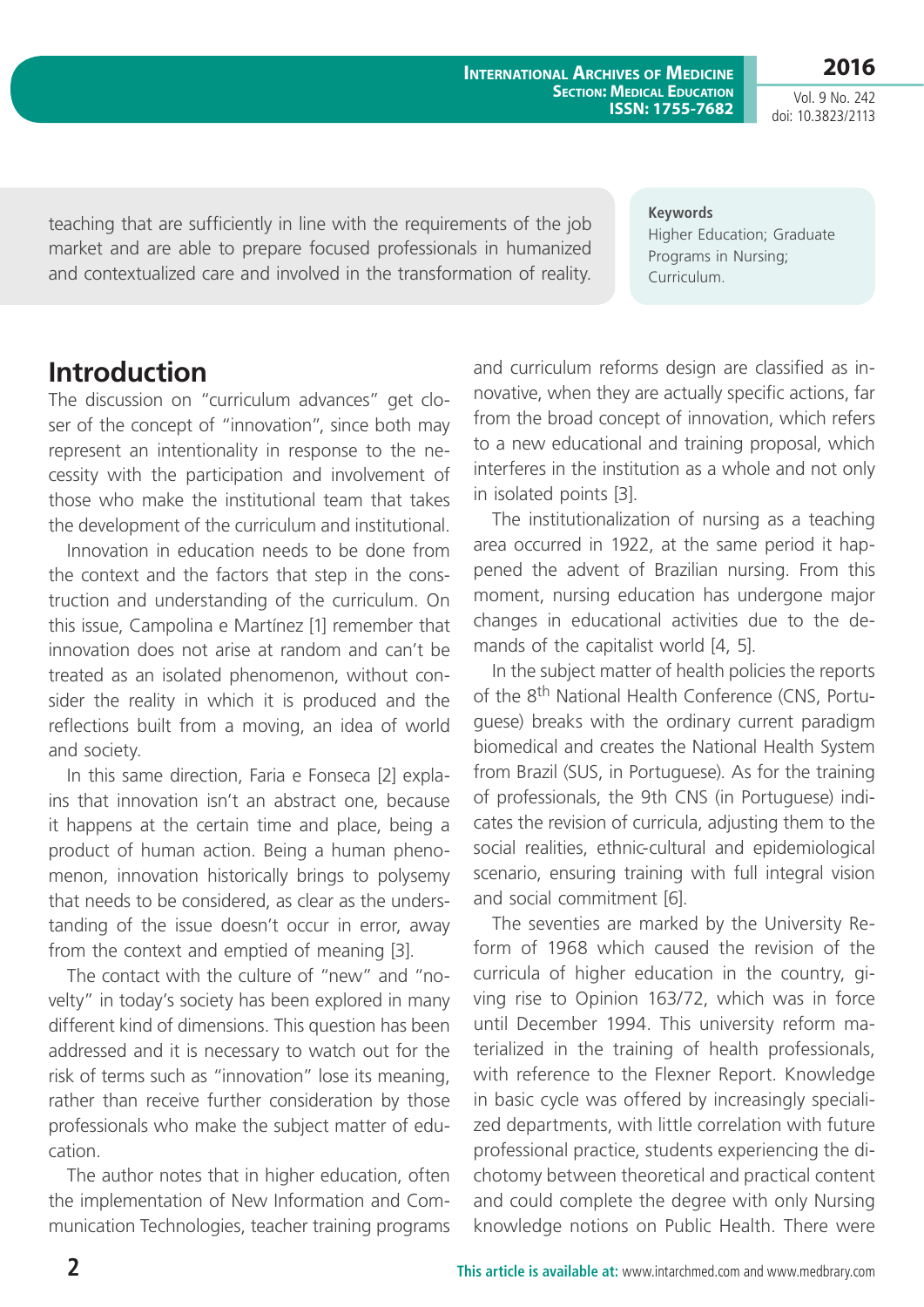teaching that are sufficiently in line with the requirements of the job market and are able to prepare focused professionals in humanized and contextualized care and involved in the transformation of reality.

**Keywords**
Higher Education; Graduate Programs in Nursing; Curriculum.

## Introduction

The discussion on "curriculum advances" get closer of the concept of "innovation", since both may represent an intentionality in response to the necessity with the participation and involvement of those who make the institutional team that takes the development of the curriculum and institutional.

Innovation in education needs to be done from the context and the factors that step in the construction and understanding of the curriculum. On this issue, Campolina e Martínez [1] remember that innovation does not arise at random and can't be treated as an isolated phenomenon, without consider the reality in which it is produced and the reflections built from a moving, an idea of world and society.

In this same direction, Faria e Fonseca [2] explains that innovation isn't an abstract one, because it happens at the certain time and place, being a product of human action. Being a human phenomenon, innovation historically brings to polysemy that needs to be considered, as clear as the understanding of the issue doesn't occur in error, away from the context and emptied of meaning [3].

The contact with the culture of "new" and "novelty" in today's society has been explored in many different kind of dimensions. This question has been addressed and it is necessary to watch out for the risk of terms such as "innovation" lose its meaning, rather than receive further consideration by those professionals who make the subject matter of education.

The author notes that in higher education, often the implementation of New Information and Communication Technologies, teacher training programs and curriculum reforms design are classified as innovative, when they are actually specific actions, far from the broad concept of innovation, which refers to a new educational and training proposal, which interferes in the institution as a whole and not only in isolated points [3].

The institutionalization of nursing as a teaching area occurred in 1922, at the same period it happened the advent of Brazilian nursing. From this moment, nursing education has undergone major changes in educational activities due to the demands of the capitalist world [4, 5].

In the subject matter of health policies the reports of the 8th National Health Conference (CNS, Portuguese) breaks with the ordinary current paradigm biomedical and creates the National Health System from Brazil (SUS, in Portuguese). As for the training of professionals, the 9th CNS (in Portuguese) indicates the revision of curricula, adjusting them to the social realities, ethnic-cultural and epidemiological scenario, ensuring training with full integral vision and social commitment [6].

The seventies are marked by the University Reform of 1968 which caused the revision of the curricula of higher education in the country, giving rise to Opinion 163/72, which was in force until December 1994. This university reform materialized in the training of health professionals, with reference to the Flexner Report. Knowledge in basic cycle was offered by increasingly specialized departments, with little correlation with future professional practice, students experiencing the dichotomy between theoretical and practical content and could complete the degree with only Nursing knowledge notions on Public Health. There were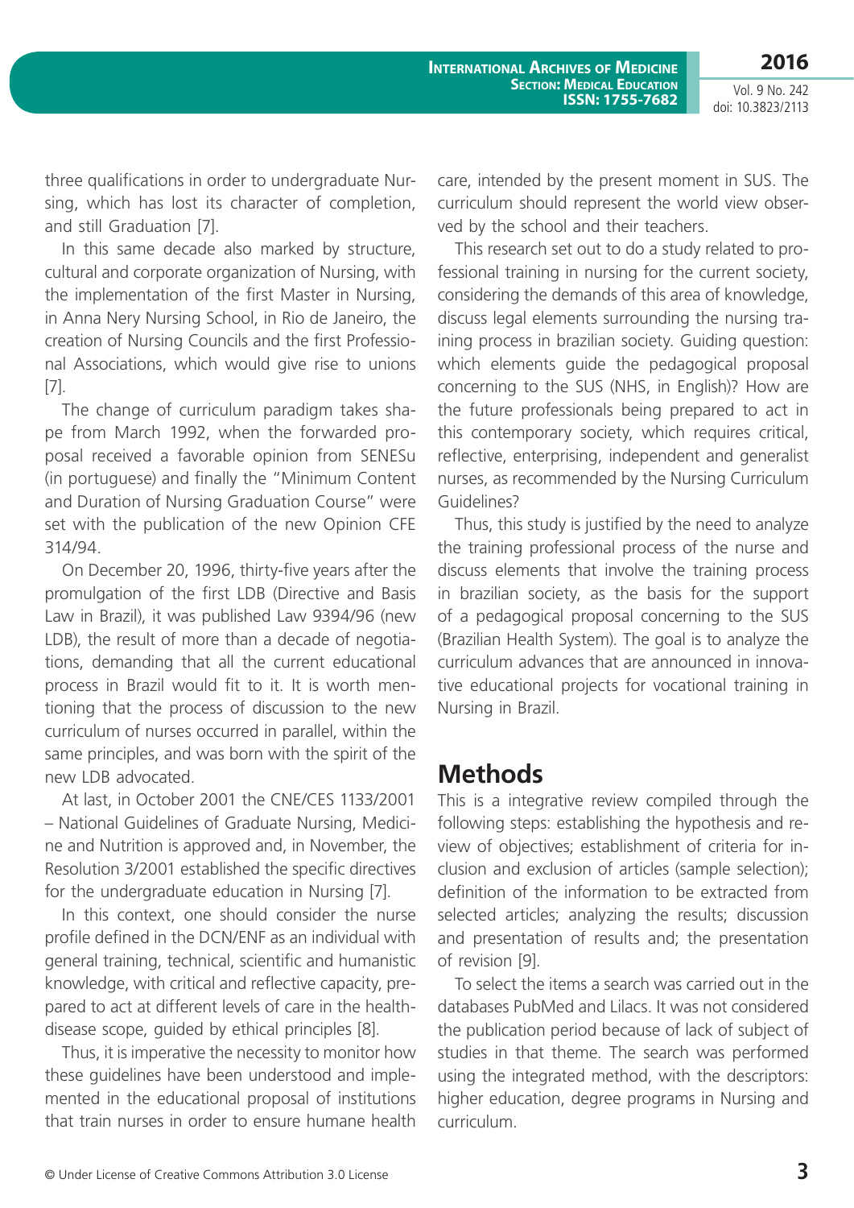three qualifications in order to undergraduate Nursing, which has lost its character of completion, and still Graduation [7].

In this same decade also marked by structure, cultural and corporate organization of Nursing, with the implementation of the first Master in Nursing, in Anna Nery Nursing School, in Rio de Janeiro, the creation of Nursing Councils and the first Professional Associations, which would give rise to unions [7].

The change of curriculum paradigm takes shape from March 1992, when the forwarded proposal received a favorable opinion from SENESu (in portuguese) and finally the "Minimum Content and Duration of Nursing Graduation Course" were set with the publication of the new Opinion CFE 314/94.

On December 20, 1996, thirty-five years after the promulgation of the first LDB (Directive and Basis Law in Brazil), it was published Law 9394/96 (new LDB), the result of more than a decade of negotiations, demanding that all the current educational process in Brazil would fit to it. It is worth mentioning that the process of discussion to the new curriculum of nurses occurred in parallel, within the same principles, and was born with the spirit of the new LDB advocated.

At last, in October 2001 the CNE/CES 1133/2001 – National Guidelines of Graduate Nursing, Medicine and Nutrition is approved and, in November, the Resolution 3/2001 established the specific directives for the undergraduate education in Nursing [7].

In this context, one should consider the nurse profile defined in the DCN/ENF as an individual with general training, technical, scientific and humanistic knowledge, with critical and reflective capacity, prepared to act at different levels of care in the health-disease scope, guided by ethical principles [8].

Thus, it is imperative the necessity to monitor how these guidelines have been understood and implemented in the educational proposal of institutions that train nurses in order to ensure humane health care, intended by the present moment in SUS. The curriculum should represent the world view observed by the school and their teachers.

This research set out to do a study related to professional training in nursing for the current society, considering the demands of this area of knowledge, discuss legal elements surrounding the nursing training process in brazilian society. Guiding question: which elements guide the pedagogical proposal concerning to the SUS (NHS, in English)? How are the future professionals being prepared to act in this contemporary society, which requires critical, reflective, enterprising, independent and generalist nurses, as recommended by the Nursing Curriculum Guidelines?

Thus, this study is justified by the need to analyze the training professional process of the nurse and discuss elements that involve the training process in brazilian society, as the basis for the support of a pedagogical proposal concerning to the SUS (Brazilian Health System). The goal is to analyze the curriculum advances that are announced in innovative educational projects for vocational training in Nursing in Brazil.

## Methods

This is a integrative review compiled through the following steps: establishing the hypothesis and review of objectives; establishment of criteria for inclusion and exclusion of articles (sample selection); definition of the information to be extracted from selected articles; analyzing the results; discussion and presentation of results and; the presentation of revision [9].

To select the items a search was carried out in the databases PubMed and Lilacs. It was not considered the publication period because of lack of subject of studies in that theme. The search was performed using the integrated method, with the descriptors: higher education, degree programs in Nursing and curriculum.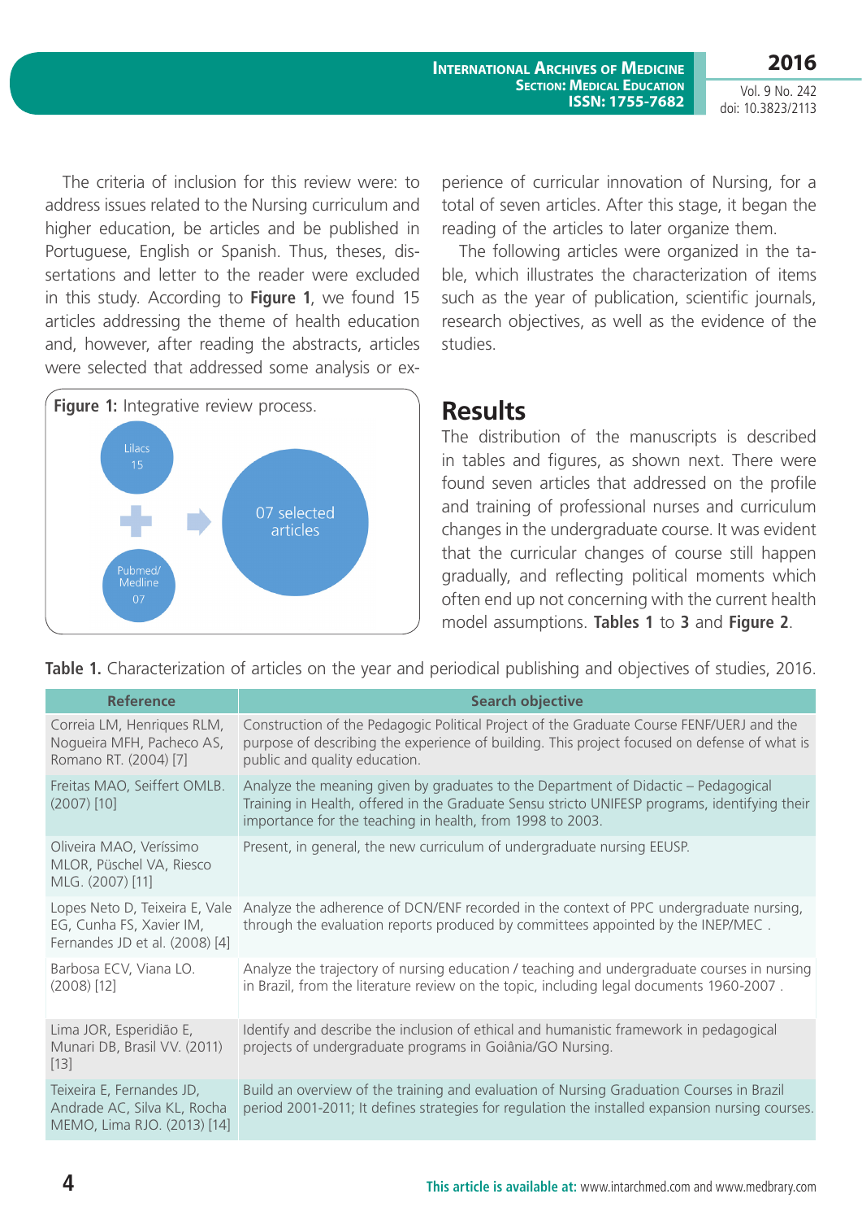The criteria of inclusion for this review were: to address issues related to the Nursing curriculum and higher education, be articles and be published in Portuguese, English or Spanish. Thus, theses, dissertations and letter to the reader were excluded in this study. According to **Figure 1**, we found 15 articles addressing the theme of health education and, however, after reading the abstracts, articles were selected that addressed some analysis or experience of curricular innovation of Nursing, for a total of seven articles. After this stage, it began the reading of the articles to later organize them.

**Figure 1:** Integrative review process.

Lilacs 15

Pubmed/ Medline 07

07 selected articles

The following articles were organized in the table, which illustrates the characterization of items such as the year of publication, scientific journals, research objectives, as well as the evidence of the studies.

## Results

The distribution of the manuscripts is described in tables and figures, as shown next. There were found seven articles that addressed on the profile and training of professional nurses and curriculum changes in the undergraduate course. It was evident that the curricular changes of course still happen gradually, and reflecting political moments which often end up not concerning with the current health model assumptions. **Tables 1** to **3** and **Figure 2**.

**Table 1.** Characterization of articles on the year and periodical publishing and objectives of studies, 2016.

| Reference | Search objective |
|---|---|
| Correia LM, Henriques RLM, Nogueira MFH, Pacheco AS, Romano RT. (2004) [7] | Construction of the Pedagogic Political Project of the Graduate Course FENF/UERJ and the purpose of describing the experience of building. This project focused on defense of what is public and quality education. |
| Freitas MAO, Seiffert OMLB. (2007) [10] | Analyze the meaning given by graduates to the Department of Didactic – Pedagogical Training in Health, offered in the Graduate Sensu stricto UNIFESP programs, identifying their importance for the teaching in health, from 1998 to 2003. |
| Oliveira MAO, Veríssimo MLOR, Püschel VA, Riesco MLG. (2007) [11] | Present, in general, the new curriculum of undergraduate nursing EEUSP. |
| Lopes Neto D, Teixeira E, Vale EG, Cunha FS, Xavier IM, Fernandes JD et al. (2008) [4] | Analyze the adherence of DCN/ENF recorded in the context of PPC undergraduate nursing, through the evaluation reports produced by committees appointed by the INEP/MEC . |
| Barbosa ECV, Viana LO. (2008) [12] | Analyze the trajectory of nursing education / teaching and undergraduate courses in nursing in Brazil, from the literature review on the topic, including legal documents 1960-2007 . |
| Lima JOR, Esperidião E, Munari DB, Brasil VV. (2011) [13] | Identify and describe the inclusion of ethical and humanistic framework in pedagogical projects of undergraduate programs in Goiânia/GO Nursing. |
| Teixeira E, Fernandes JD, Andrade AC, Silva KL, Rocha MEMO, Lima RJO. (2013) [14] | Build an overview of the training and evaluation of Nursing Graduation Courses in Brazil period 2001-2011; It defines strategies for regulation the installed expansion nursing courses. |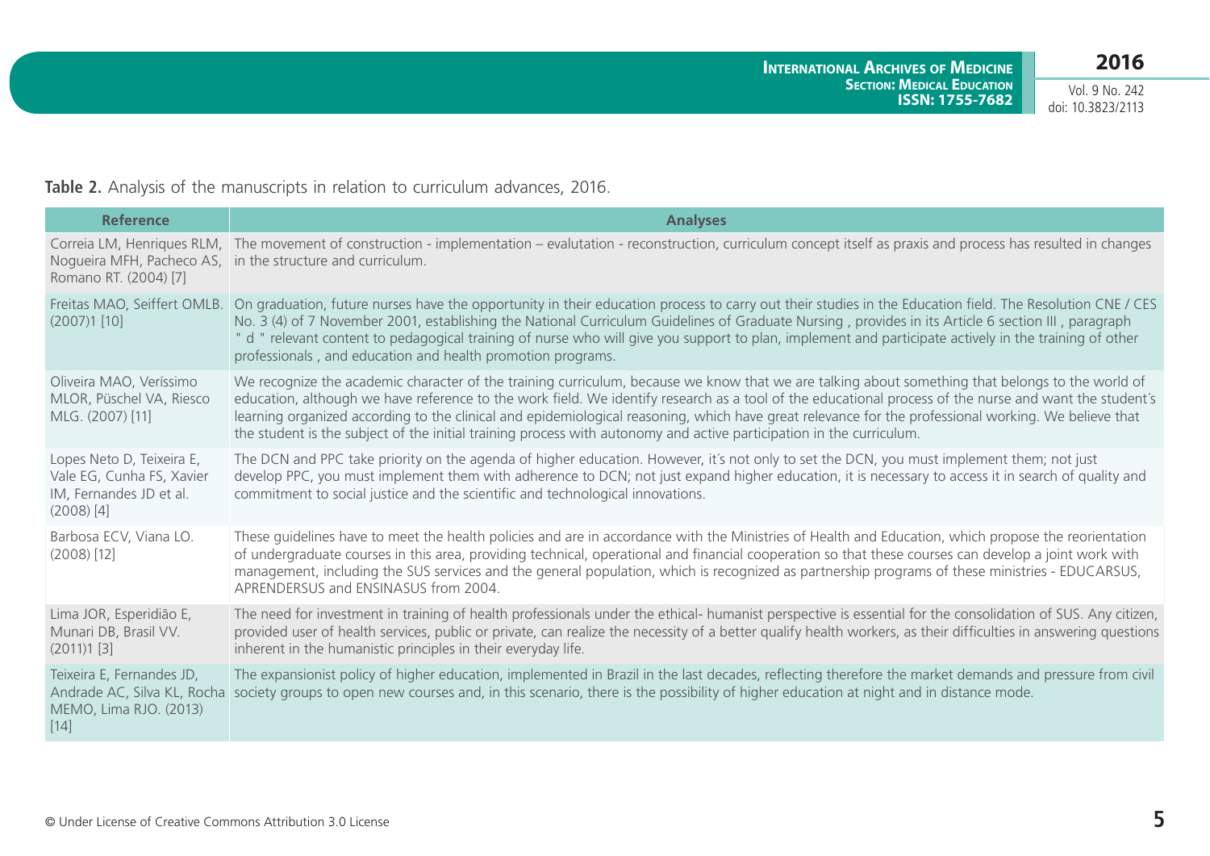**Table 2.** Analysis of the manuscripts in relation to curriculum advances, 2016.

| Reference | Analyses |
|---|---|
| Correia LM, Henriques RLM, Nogueira MFH, Pacheco AS, Romano RT. (2004) [7] | The movement of construction - implementation – evalutation - reconstruction, curriculum concept itself as praxis and process has resulted in changes in the structure and curriculum. |
| Freitas MAO, Seiffert OMLB. (2007)1 [10] | On graduation, future nurses have the opportunity in their education process to carry out their studies in the Education field. The Resolution CNE / CES No. 3 (4) of 7 November 2001, establishing the National Curriculum Guidelines of Graduate Nursing , provides in its Article 6 section III , paragraph " d " relevant content to pedagogical training of nurse who will give you support to plan, implement and participate actively in the training of other professionals , and education and health promotion programs. |
| Oliveira MAO, Veríssimo MLOR, Püschel VA, Riesco MLG. (2007) [11] | We recognize the academic character of the training curriculum, because we know that we are talking about something that belongs to the world of education, although we have reference to the work field. We identify research as a tool of the educational process of the nurse and want the student´s learning organized according to the clinical and epidemiological reasoning, which have great relevance for the professional working. We believe that the student is the subject of the initial training process with autonomy and active participation in the curriculum. |
| Lopes Neto D, Teixeira E, Vale EG, Cunha FS, Xavier IM, Fernandes JD et al. (2008) [4] | The DCN and PPC take priority on the agenda of higher education. However, it´s not only to set the DCN, you must implement them; not just develop PPC, you must implement them with adherence to DCN; not just expand higher education, it is necessary to access it in search of quality and commitment to social justice and the scientific and technological innovations. |
| Barbosa ECV, Viana LO. (2008) [12] | These guidelines have to meet the health policies and are in accordance with the Ministries of Health and Education, which propose the reorientation of undergraduate courses in this area, providing technical, operational and financial cooperation so that these courses can develop a joint work with management, including the SUS services and the general population, which is recognized as partnership programs of these ministries - EDUCARSUS, APRENDERSUS and ENSINASUS from 2004. |
| Lima JOR, Esperidião E, Munari DB, Brasil VV. (2011)1 [3] | The need for investment in training of health professionals under the ethical- humanist perspective is essential for the consolidation of SUS. Any citizen, provided user of health services, public or private, can realize the necessity of a better qualify health workers, as their difficulties in answering questions inherent in the humanistic principles in their everyday life. |
| Teixeira E, Fernandes JD, Andrade AC, Silva KL, Rocha MEMO, Lima RJO. (2013) [14] | The expansionist policy of higher education, implemented in Brazil in the last decades, reflecting therefore the market demands and pressure from civil society groups to open new courses and, in this scenario, there is the possibility of higher education at night and in distance mode. |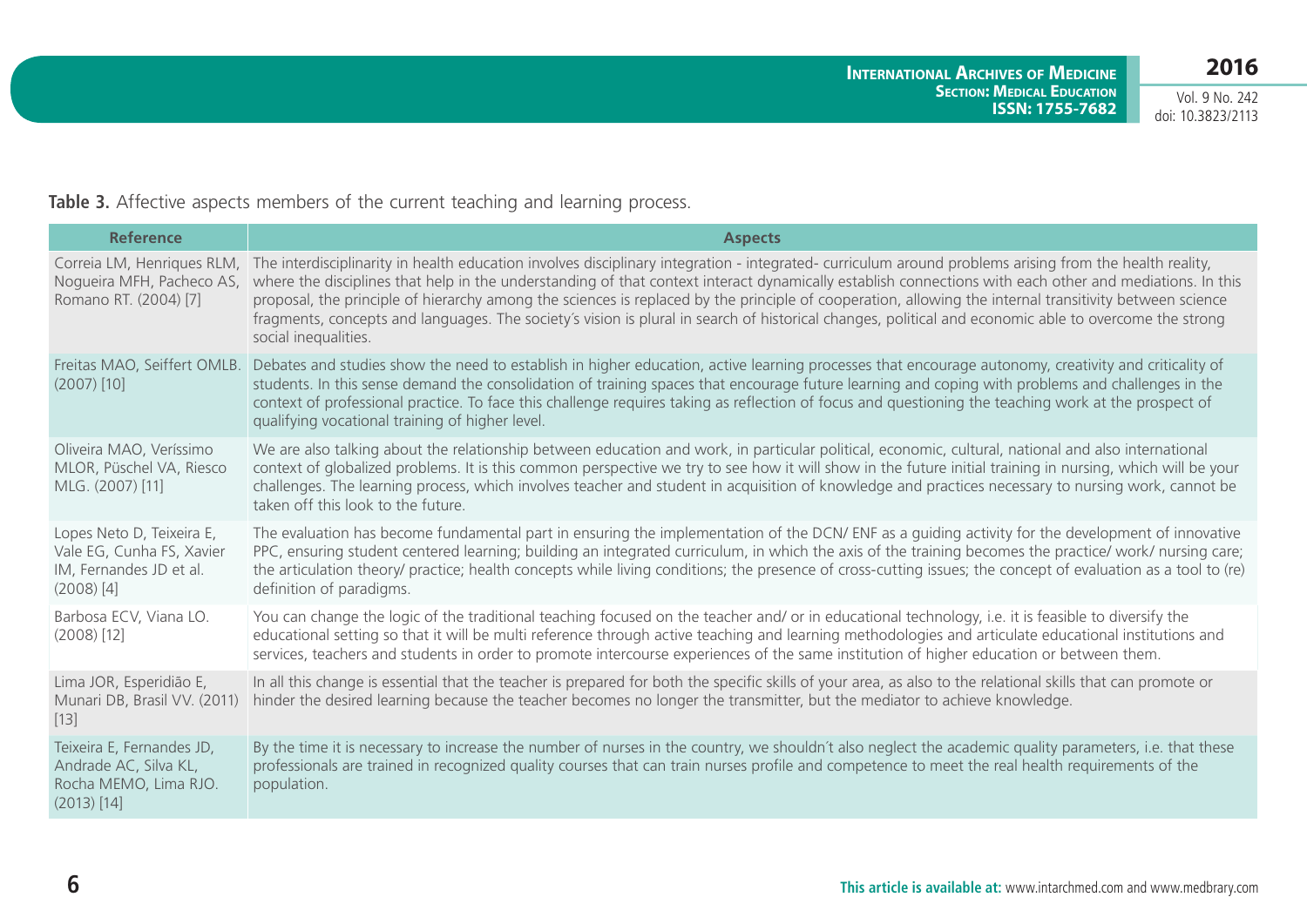**Table 3.** Affective aspects members of the current teaching and learning process.

| Reference | Aspects |
|---|---|
| Correia LM, Henriques RLM, Nogueira MFH, Pacheco AS, Romano RT. (2004) [7] | The interdisciplinarity in health education involves disciplinary integration - integrated- curriculum around problems arising from the health reality, where the disciplines that help in the understanding of that context interact dynamically establish connections with each other and mediations. In this proposal, the principle of hierarchy among the sciences is replaced by the principle of cooperation, allowing the internal transitivity between science fragments, concepts and languages. The society´s vision is plural in search of historical changes, political and economic able to overcome the strong social inequalities. |
| Freitas MAO, Seiffert OMLB. (2007) [10] | Debates and studies show the need to establish in higher education, active learning processes that encourage autonomy, creativity and criticality of students. In this sense demand the consolidation of training spaces that encourage future learning and coping with problems and challenges in the context of professional practice. To face this challenge requires taking as reflection of focus and questioning the teaching work at the prospect of qualifying vocational training of higher level. |
| Oliveira MAO, Veríssimo MLOR, Püschel VA, Riesco MLG. (2007) [11] | We are also talking about the relationship between education and work, in particular political, economic, cultural, national and also international context of globalized problems. It is this common perspective we try to see how it will show in the future initial training in nursing, which will be your challenges. The learning process, which involves teacher and student in acquisition of knowledge and practices necessary to nursing work, cannot be taken off this look to the future. |
| Lopes Neto D, Teixeira E, Vale EG, Cunha FS, Xavier IM, Fernandes JD et al. (2008) [4] | The evaluation has become fundamental part in ensuring the implementation of the DCN/ ENF as a guiding activity for the development of innovative PPC, ensuring student centered learning; building an integrated curriculum, in which the axis of the training becomes the practice/ work/ nursing care; the articulation theory/ practice; health concepts while living conditions; the presence of cross-cutting issues; the concept of evaluation as a tool to (re) definition of paradigms. |
| Barbosa ECV, Viana LO. (2008) [12] | You can change the logic of the traditional teaching focused on the teacher and/ or in educational technology, i.e. it is feasible to diversify the educational setting so that it will be multi reference through active teaching and learning methodologies and articulate educational institutions and services, teachers and students in order to promote intercourse experiences of the same institution of higher education or between them. |
| Lima JOR, Esperidião E, Munari DB, Brasil VV. (2011) [13] | In all this change is essential that the teacher is prepared for both the specific skills of your area, as also to the relational skills that can promote or hinder the desired learning because the teacher becomes no longer the transmitter, but the mediator to achieve knowledge. |
| Teixeira E, Fernandes JD, Andrade AC, Silva KL, Rocha MEMO, Lima RJO. (2013) [14] | By the time it is necessary to increase the number of nurses in the country, we shouldn´t also neglect the academic quality parameters, i.e. that these professionals are trained in recognized quality courses that can train nurses profile and competence to meet the real health requirements of the population. |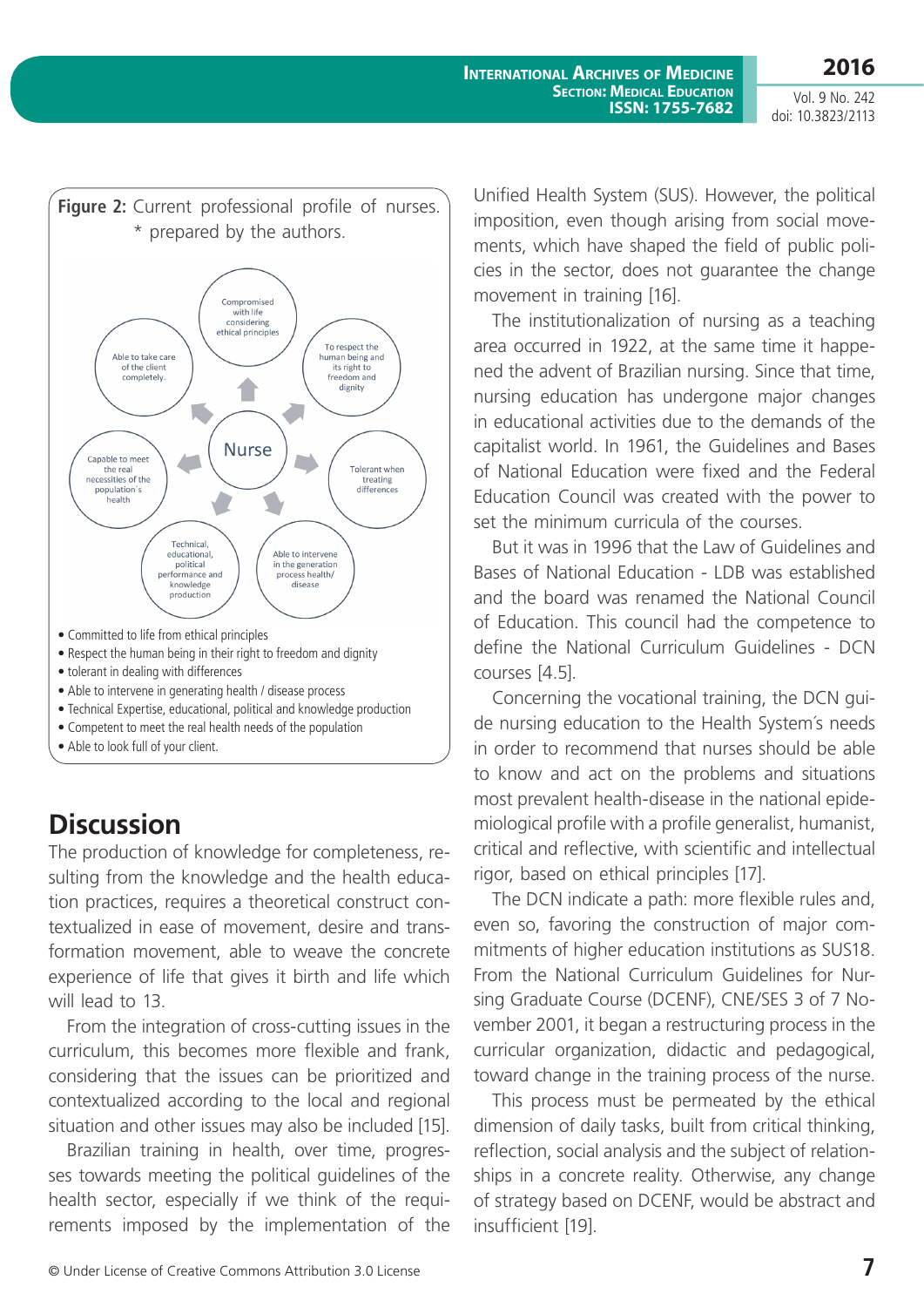**Figure 2:** Current professional profile of nurses. * prepared by the authors.

- Committed to life from ethical principles
- Respect the human being in their right to freedom and dignity
- tolerant in dealing with differences
- Able to intervene in generating health / disease process
- Technical Expertise, educational, political and knowledge production
- Competent to meet the real health needs of the population
- Able to look full of your client.

## Discussion

The production of knowledge for completeness, resulting from the knowledge and the health education practices, requires a theoretical construct contextualized in ease of movement, desire and transformation movement, able to weave the concrete experience of life that gives it birth and life which will lead to 13.

From the integration of cross-cutting issues in the curriculum, this becomes more flexible and frank, considering that the issues can be prioritized and contextualized according to the local and regional situation and other issues may also be included [15].

Brazilian training in health, over time, progresses towards meeting the political guidelines of the health sector, especially if we think of the requirements imposed by the implementation of the Unified Health System (SUS). However, the political imposition, even though arising from social movements, which have shaped the field of public policies in the sector, does not guarantee the change movement in training [16].

The institutionalization of nursing as a teaching area occurred in 1922, at the same time it happened the advent of Brazilian nursing. Since that time, nursing education has undergone major changes in educational activities due to the demands of the capitalist world. In 1961, the Guidelines and Bases of National Education were fixed and the Federal Education Council was created with the power to set the minimum curricula of the courses.

But it was in 1996 that the Law of Guidelines and Bases of National Education - LDB was established and the board was renamed the National Council of Education. This council had the competence to define the National Curriculum Guidelines - DCN courses [4.5].

Concerning the vocational training, the DCN guide nursing education to the Health System´s needs in order to recommend that nurses should be able to know and act on the problems and situations most prevalent health-disease in the national epidemiological profile with a profile generalist, humanist, critical and reflective, with scientific and intellectual rigor, based on ethical principles [17].

The DCN indicate a path: more flexible rules and, even so, favoring the construction of major commitments of higher education institutions as SUS18. From the National Curriculum Guidelines for Nursing Graduate Course (DCENF), CNE/SES 3 of 7 November 2001, it began a restructuring process in the curricular organization, didactic and pedagogical, toward change in the training process of the nurse.

This process must be permeated by the ethical dimension of daily tasks, built from critical thinking, reflection, social analysis and the subject of relationships in a concrete reality. Otherwise, any change of strategy based on DCENF, would be abstract and insufficient [19].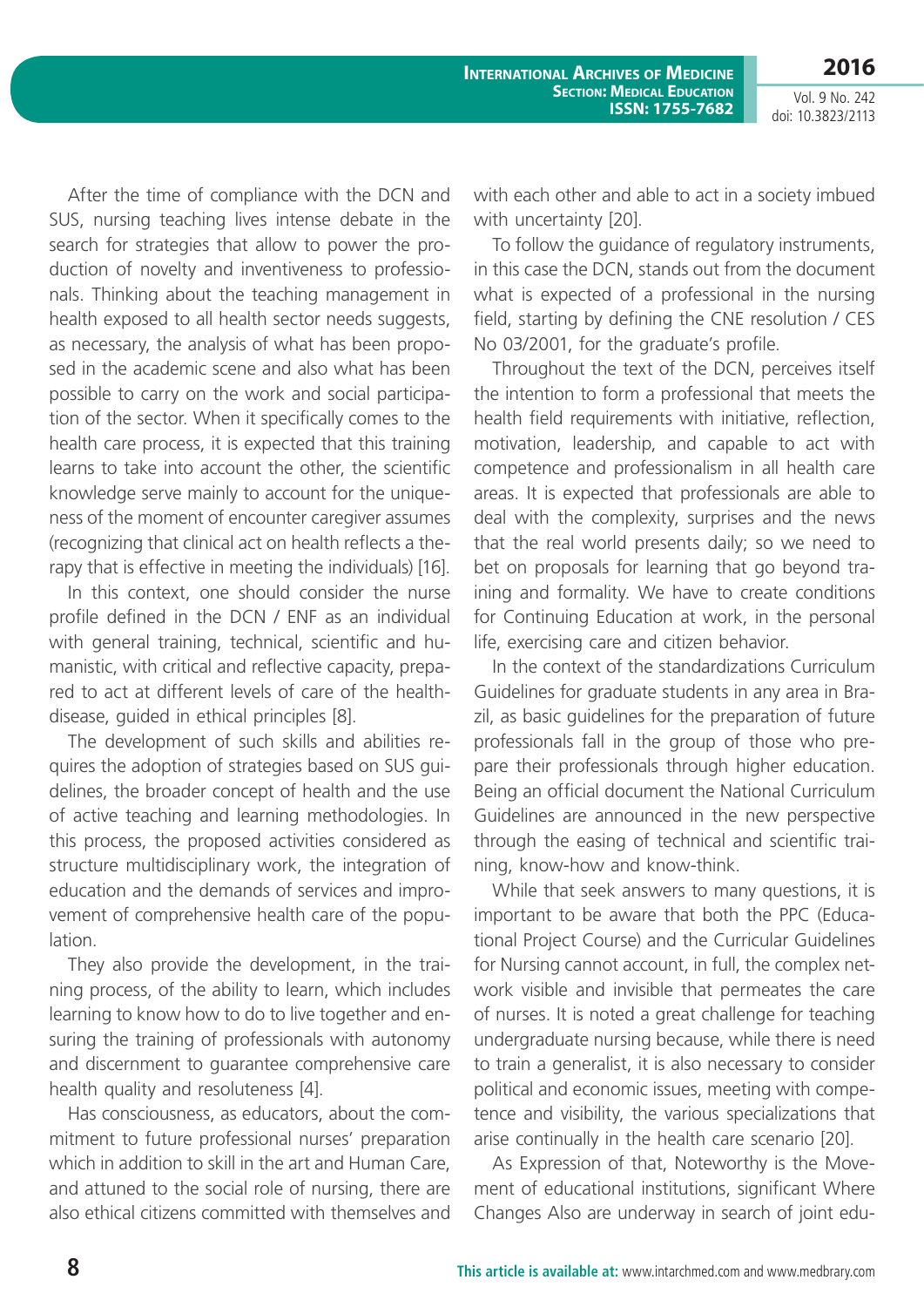After the time of compliance with the DCN and SUS, nursing teaching lives intense debate in the search for strategies that allow to power the production of novelty and inventiveness to professionals. Thinking about the teaching management in health exposed to all health sector needs suggests, as necessary, the analysis of what has been proposed in the academic scene and also what has been possible to carry on the work and social participation of the sector. When it specifically comes to the health care process, it is expected that this training learns to take into account the other, the scientific knowledge serve mainly to account for the uniqueness of the moment of encounter caregiver assumes (recognizing that clinical act on health reflects a therapy that is effective in meeting the individuals) [16].

In this context, one should consider the nurse profile defined in the DCN / ENF as an individual with general training, technical, scientific and humanistic, with critical and reflective capacity, prepared to act at different levels of care of the health-disease, guided in ethical principles [8].

The development of such skills and abilities requires the adoption of strategies based on SUS guidelines, the broader concept of health and the use of active teaching and learning methodologies. In this process, the proposed activities considered as structure multidisciplinary work, the integration of education and the demands of services and improvement of comprehensive health care of the population.

They also provide the development, in the training process, of the ability to learn, which includes learning to know how to do to live together and ensuring the training of professionals with autonomy and discernment to guarantee comprehensive care health quality and resoluteness [4].

Has consciousness, as educators, about the commitment to future professional nurses' preparation which in addition to skill in the art and Human Care, and attuned to the social role of nursing, there are also ethical citizens committed with themselves and with each other and able to act in a society imbued with uncertainty [20].

To follow the guidance of regulatory instruments, in this case the DCN, stands out from the document what is expected of a professional in the nursing field, starting by defining the CNE resolution / CES No 03/2001, for the graduate's profile.

Throughout the text of the DCN, perceives itself the intention to form a professional that meets the health field requirements with initiative, reflection, motivation, leadership, and capable to act with competence and professionalism in all health care areas. It is expected that professionals are able to deal with the complexity, surprises and the news that the real world presents daily; so we need to bet on proposals for learning that go beyond training and formality. We have to create conditions for Continuing Education at work, in the personal life, exercising care and citizen behavior.

In the context of the standardizations Curriculum Guidelines for graduate students in any area in Brazil, as basic guidelines for the preparation of future professionals fall in the group of those who prepare their professionals through higher education. Being an official document the National Curriculum Guidelines are announced in the new perspective through the easing of technical and scientific training, know-how and know-think.

While that seek answers to many questions, it is important to be aware that both the PPC (Educational Project Course) and the Curricular Guidelines for Nursing cannot account, in full, the complex network visible and invisible that permeates the care of nurses. It is noted a great challenge for teaching undergraduate nursing because, while there is need to train a generalist, it is also necessary to consider political and economic issues, meeting with competence and visibility, the various specializations that arise continually in the health care scenario [20].

As Expression of that, Noteworthy is the Movement of educational institutions, significant Where Changes Also are underway in search of joint edu-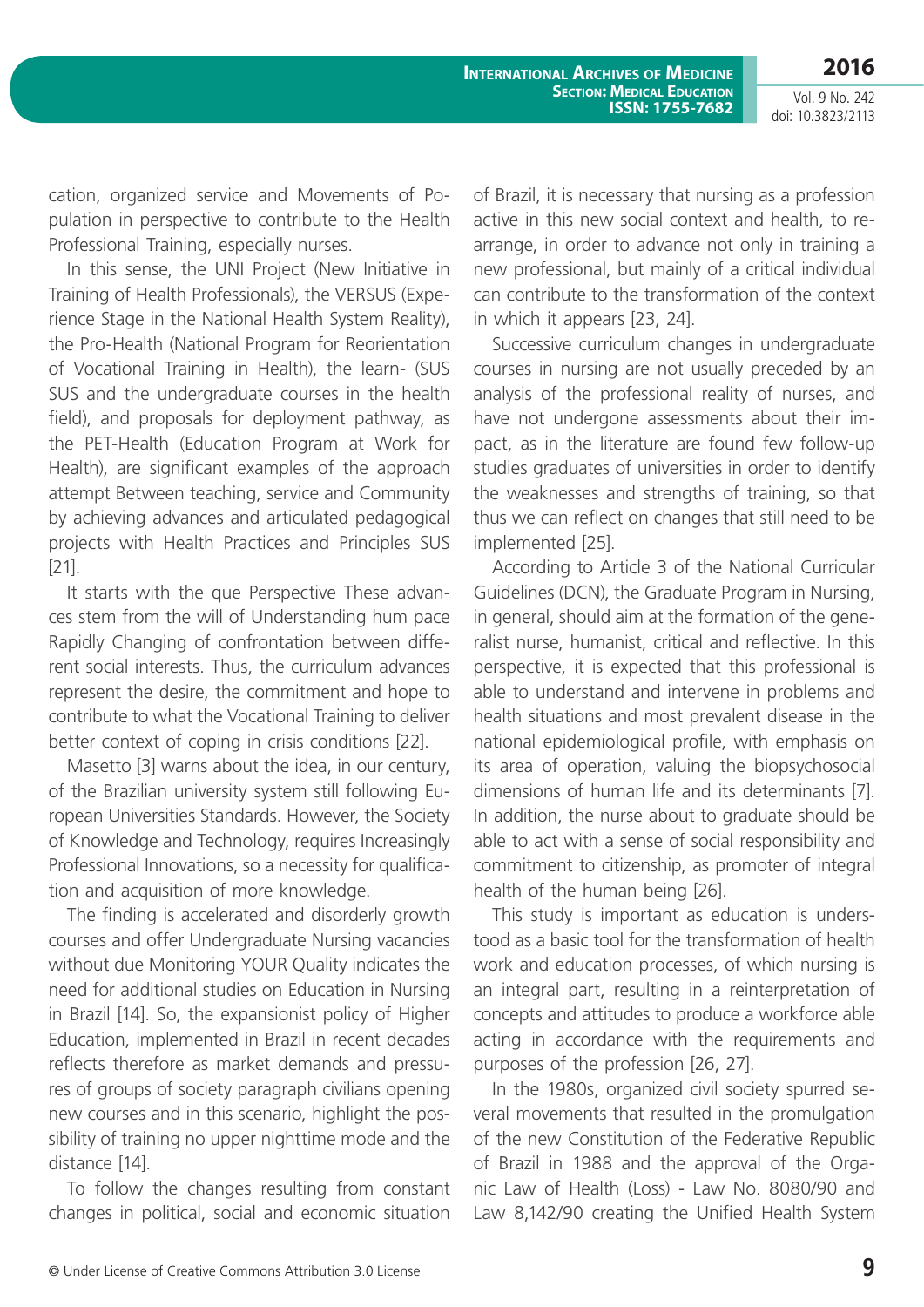cation, organized service and Movements of Population in perspective to contribute to the Health Professional Training, especially nurses.

In this sense, the UNI Project (New Initiative in Training of Health Professionals), the VERSUS (Experience Stage in the National Health System Reality), the Pro-Health (National Program for Reorientation of Vocational Training in Health), the learn- (SUS SUS and the undergraduate courses in the health field), and proposals for deployment pathway, as the PET-Health (Education Program at Work for Health), are significant examples of the approach attempt Between teaching, service and Community by achieving advances and articulated pedagogical projects with Health Practices and Principles SUS [21].

It starts with the que Perspective These advances stem from the will of Understanding hum pace Rapidly Changing of confrontation between different social interests. Thus, the curriculum advances represent the desire, the commitment and hope to contribute to what the Vocational Training to deliver better context of coping in crisis conditions [22].

Masetto [3] warns about the idea, in our century, of the Brazilian university system still following European Universities Standards. However, the Society of Knowledge and Technology, requires Increasingly Professional Innovations, so a necessity for qualification and acquisition of more knowledge.

The finding is accelerated and disorderly growth courses and offer Undergraduate Nursing vacancies without due Monitoring YOUR Quality indicates the need for additional studies on Education in Nursing in Brazil [14]. So, the expansionist policy of Higher Education, implemented in Brazil in recent decades reflects therefore as market demands and pressures of groups of society paragraph civilians opening new courses and in this scenario, highlight the possibility of training no upper nighttime mode and the distance [14].

To follow the changes resulting from constant changes in political, social and economic situation of Brazil, it is necessary that nursing as a profession active in this new social context and health, to rearrange, in order to advance not only in training a new professional, but mainly of a critical individual can contribute to the transformation of the context in which it appears [23, 24].

Successive curriculum changes in undergraduate courses in nursing are not usually preceded by an analysis of the professional reality of nurses, and have not undergone assessments about their impact, as in the literature are found few follow-up studies graduates of universities in order to identify the weaknesses and strengths of training, so that thus we can reflect on changes that still need to be implemented [25].

According to Article 3 of the National Curricular Guidelines (DCN), the Graduate Program in Nursing, in general, should aim at the formation of the generalist nurse, humanist, critical and reflective. In this perspective, it is expected that this professional is able to understand and intervene in problems and health situations and most prevalent disease in the national epidemiological profile, with emphasis on its area of operation, valuing the biopsychosocial dimensions of human life and its determinants [7]. In addition, the nurse about to graduate should be able to act with a sense of social responsibility and commitment to citizenship, as promoter of integral health of the human being [26].

This study is important as education is understood as a basic tool for the transformation of health work and education processes, of which nursing is an integral part, resulting in a reinterpretation of concepts and attitudes to produce a workforce able acting in accordance with the requirements and purposes of the profession [26, 27].

In the 1980s, organized civil society spurred several movements that resulted in the promulgation of the new Constitution of the Federative Republic of Brazil in 1988 and the approval of the Organic Law of Health (Loss) - Law No. 8080/90 and Law 8,142/90 creating the Unified Health System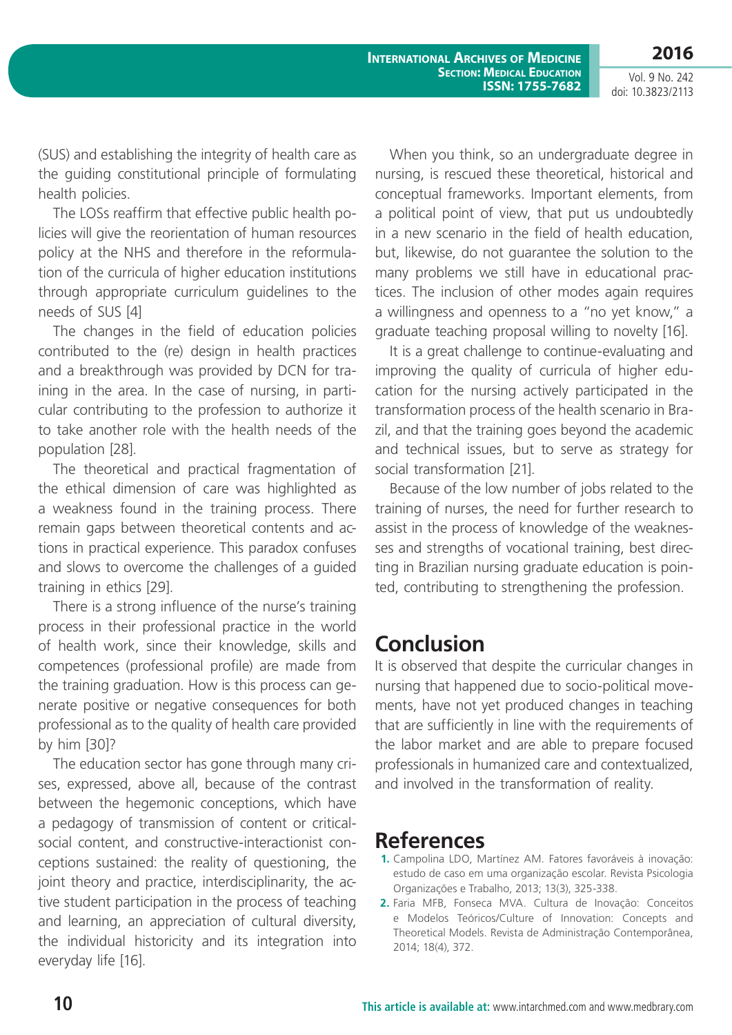(SUS) and establishing the integrity of health care as the guiding constitutional principle of formulating health policies.

The LOSs reaffirm that effective public health policies will give the reorientation of human resources policy at the NHS and therefore in the reformulation of the curricula of higher education institutions through appropriate curriculum guidelines to the needs of SUS [4]

The changes in the field of education policies contributed to the (re) design in health practices and a breakthrough was provided by DCN for training in the area. In the case of nursing, in particular contributing to the profession to authorize it to take another role with the health needs of the population [28].

The theoretical and practical fragmentation of the ethical dimension of care was highlighted as a weakness found in the training process. There remain gaps between theoretical contents and actions in practical experience. This paradox confuses and slows to overcome the challenges of a guided training in ethics [29].

There is a strong influence of the nurse's training process in their professional practice in the world of health work, since their knowledge, skills and competences (professional profile) are made from the training graduation. How is this process can generate positive or negative consequences for both professional as to the quality of health care provided by him [30]?

The education sector has gone through many crises, expressed, above all, because of the contrast between the hegemonic conceptions, which have a pedagogy of transmission of content or critical-social content, and constructive-interactionist conceptions sustained: the reality of questioning, the joint theory and practice, interdisciplinarity, the active student participation in the process of teaching and learning, an appreciation of cultural diversity, the individual historicity and its integration into everyday life [16].

When you think, so an undergraduate degree in nursing, is rescued these theoretical, historical and conceptual frameworks. Important elements, from a political point of view, that put us undoubtedly in a new scenario in the field of health education, but, likewise, do not guarantee the solution to the many problems we still have in educational practices. The inclusion of other modes again requires a willingness and openness to a "no yet know," a graduate teaching proposal willing to novelty [16].

It is a great challenge to continue-evaluating and improving the quality of curricula of higher education for the nursing actively participated in the transformation process of the health scenario in Brazil, and that the training goes beyond the academic and technical issues, but to serve as strategy for social transformation [21].

Because of the low number of jobs related to the training of nurses, the need for further research to assist in the process of knowledge of the weaknesses and strengths of vocational training, best directing in Brazilian nursing graduate education is pointed, contributing to strengthening the profession.

## Conclusion

It is observed that despite the curricular changes in nursing that happened due to socio-political movements, have not yet produced changes in teaching that are sufficiently in line with the requirements of the labor market and are able to prepare focused professionals in humanized care and contextualized, and involved in the transformation of reality.

## References

1. Campolina LDO, Martínez AM. Fatores favoráveis à inovação: estudo de caso em uma organização escolar. Revista Psicologia Organizações e Trabalho, 2013; 13(3), 325-338.
2. Faria MFB, Fonseca MVA. Cultura de Inovação: Conceitos e Modelos Teóricos/Culture of Innovation: Concepts and Theoretical Models. Revista de Administração Contemporânea, 2014; 18(4), 372.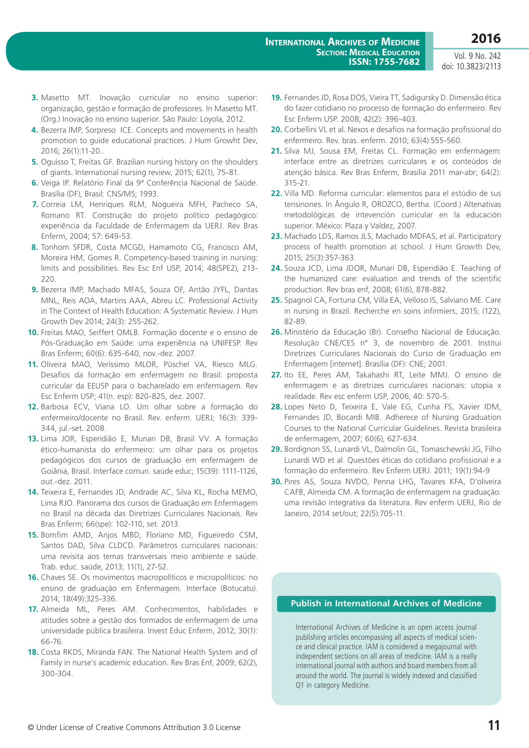3. Masetto MT. Inovação curricular no ensino superior: organização, gestão e formação de professores. In Masetto MT. (Org.) Inovação no ensino superior. São Paulo: Loyola, 2012.
4. Bezerra IMP, Sorpreso ICE. Concepts and movements in health promotion to guide educational practices. J Hum Growht Dev, 2016; 26(1):11-20..
5. Oguisso T, Freitas GF. Brazilian nursing history on the shoulders of giants. International nursing review, 2015; 62(1), 75-81.
6. Veiga IP. Relatório Final da 9ª Conferência Nacional de Saúde. Brasília (DF), Brasil: CNS/MS; 1993.
7. Correia LM, Henriques RLM, Nogueira MFH, Pacheco SA, Romano RT. Construção do projeto político pedagógico: experiência da Faculdade de Enfermagem da UERJ. Rev Bras Enferm, 2004; 57: 649-53.
8. Tonhom SFDR, Costa MCGD, Hamamoto CG, Francisco AM, Moreira HM, Gomes R. Competency-based training in nursing: limits and possibilities. Rev Esc Enf USP, 2014; 48(SPE2), 213-220.
9. Bezerra IMP, Machado MFAS, Souza OF, Antão JYFL, Dantas MNL, Reis AOA, Martins AAA, Abreu LC. Professional Activity in The Context of Health Education: A Systematic Review. J Hum Growth Dev 2014; 24(3): 255-262.
10. Freitas MAO, Seiffert OMLB. Formação docente e o ensino de Pós-Graduação em Saúde: uma experiência na UNIFESP. Rev Bras Enferm; 60(6): 635-640, nov.-dez. 2007.
11. Oliveira MAO, Veríssimo MLOR, Püschel VA, Riesco MLG. Desafios da formação em enfermagem no Brasil: proposta curricular da EEUSP para o bacharelado em enfermagem. Rev Esc Enferm USP; 41(n. esp): 820-825, dez. 2007.
12. Barbosa ECV, Viana LO. Um olhar sobre a formação do enfermeiro/docente no Brasil. Rev. enferm. UERJ; 16(3): 339-344, jul.-set. 2008.
13. Lima JOR, Esperidião E, Munari DB, Brasil VV. A formação ético-humanista do enfermeiro: um olhar para os projetos pedagógicos dos cursos de graduação em enfermagem de Goiânia, Brasil. Interface comun. saúde educ; 15(39): 1111-1126, out.-dez. 2011.
14. Teixeira E, Fernandes JD, Andrade AC, Silva KL, Rocha MEMO, Lima RJO. Panorama dos cursos de Graduação em Enfermagem no Brasil na década das Diretrizes Curriculares Nacionais. Rev Bras Enferm; 66(spe): 102-110, set. 2013.
15. Bomfim AMD, Anjos MBD, Floriano MD, Figueiredo CSM, Santos DAD, Silva CLDCD. Parâmetros curriculares nacionais: uma revisita aos temas transversais meio ambiente e saúde. Trab. educ. saúde, 2013; 11(1), 27-52.
16. Chaves SE. Os movimentos macropolíticos e micropolíticos: no ensino de graduação em Enfermagem. Interface (Botucatu). 2014; 18(49):325-336.
17. Almeida ML, Peres AM. Conhecimentos, habilidades e atitudes sobre a gestão dos formados de enfermagem de uma universidade pública brasileira. Invest Educ Enferm, 2012; 30(1): 66-76.
18. Costa RKDS, Miranda FAN. The National Health System and of Family in nurse's academic education. Rev Bras Enf, 2009; 62(2), 300-304.
19. Fernandes JD, Rosa DOS, Vieira TT, Sadigursky D. Dimensão ética do fazer cotidiano no processo de formação do enfermeiro. Rev Esc Enferm USP. 2008; 42(2): 396-403.
20. Corbellini VL et al. Nexos e desafios na formação profissional do enfermeiro. Rev. bras. enferm. 2010; 63(4):555-560.
21. Silva MJ, Sousa EM, Freitas CL. Formação em enfermagem: interface entre as diretrizes curriculares e os conteúdos de atenção básica. Rev Bras Enferm, Brasília 2011 mar-abr; 64(2): 315-21.
22. Villa MD. Reforma curricular: elementos para el estúdio de sus tensinones. In Ângulo R, OROZCO, Bertha. (Coord.) Altenativas metodológicas de intevención curricular en la educación superior. México: Plaza y Valdez, 2007.
23. Machado LDS, Ramos JLS, Machado MDFAS, et al. Participatory process of health promotion at school. J Hum Growth Dev, 2015; 25(3):357-363.
24. Souza JCD, Lima JDOR, Munari DB, Esperidião E. Teaching of the humanized care: evaluation and trends of the scientific production. Rev bras enf, 2008; 61(6), 878-882.
25. Spagnol CA, Fortuna CM, Villa EA, Velloso IS, Salviano ME. Care in nursing in Brazil. Recherche en soins infirmiers, 2015; (122), 82-89.
26. Ministério da Educação (Br). Conselho Nacional de Educação. Resolução CNE/CES nº 3, de novembro de 2001. Institui Diretrizes Curriculares Nacionais do Curso de Graduação em Enfermagem [internet]. Brasília (DF): CNE; 2001.
27. Ito EE, Peres AM, Takahashi RT, Leite MMJ. O ensino de enfermagem e as diretrizes curriculares nacionais: utopia x realidade. Rev esc enferm USP, 2006; 40: 570-5.
28. Lopes Neto D, Teixeira E, Vale EG, Cunha FS, Xavier IDM, Fernandes JD, Bocardi MIB. Adherece of Nursing Graduation Courses to the National Curricular Guidelines. Revista brasileira de enfermagem, 2007; 60(6), 627-634.
29. Bordignon SS, Lunardi VL, Dalmolin GL, Tomaschewski JG, Filho Lunardi WD et al. Questões éticas do cotidiano profissional e a formação do enfermeiro. Rev Enferm UERJ. 2011; 19(1):94-9
30. Pires AS, Souza NVDO, Penna LHG, Tavares KFA, D'oliveira CAFB, Almeida CM. A formação de enfermagem na graduação: uma revisão integrativa da literatura. Rev enferm UERJ, Rio de Janeiro, 2014 set/out; 22(5):705-11.

**Publish in International Archives of Medicine**

International Archives of Medicine is an open access journal publishing articles encompassing all aspects of medical science and clinical practice. IAM is considered a megajournal with independent sections on all areas of medicine. IAM is a really international journal with authors and board members from all around the world. The journal is widely indexed and classified Q1 in category Medicine.